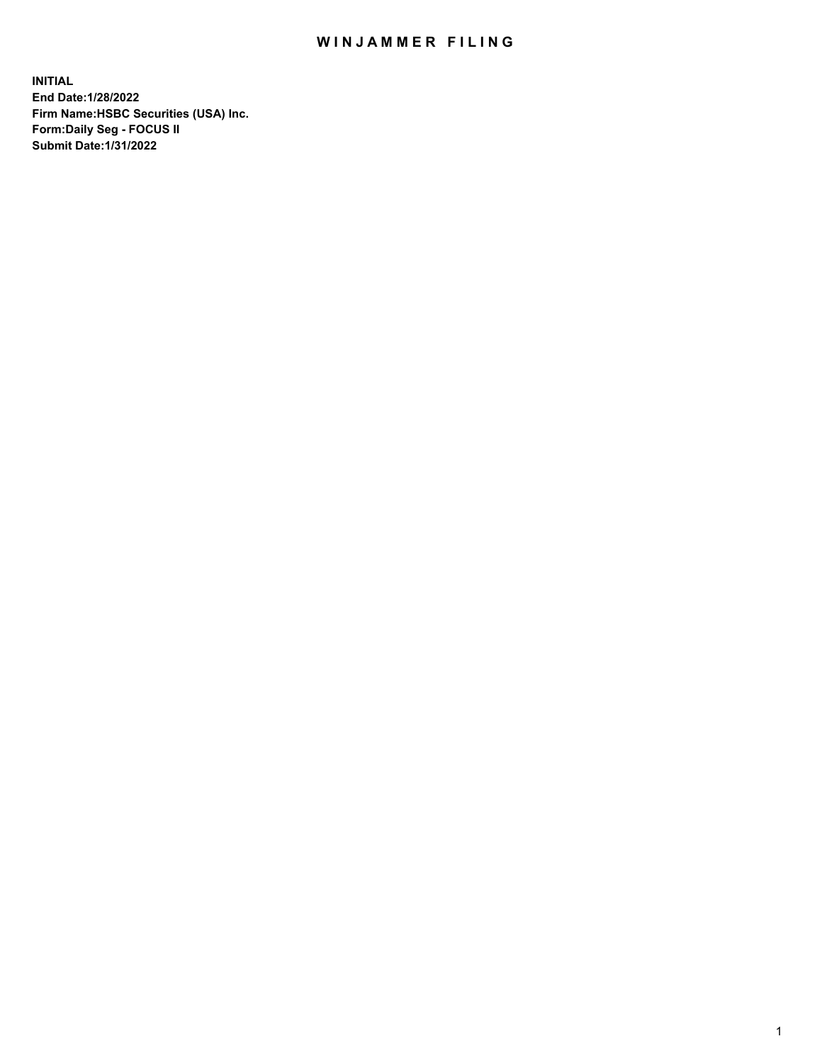# WINJAMMER FILING

**INITIAL**
**End Date:1/28/2022**
**Firm Name:HSBC Securities (USA) Inc.**
**Form:Daily Seg - FOCUS II**
**Submit Date:1/31/2022**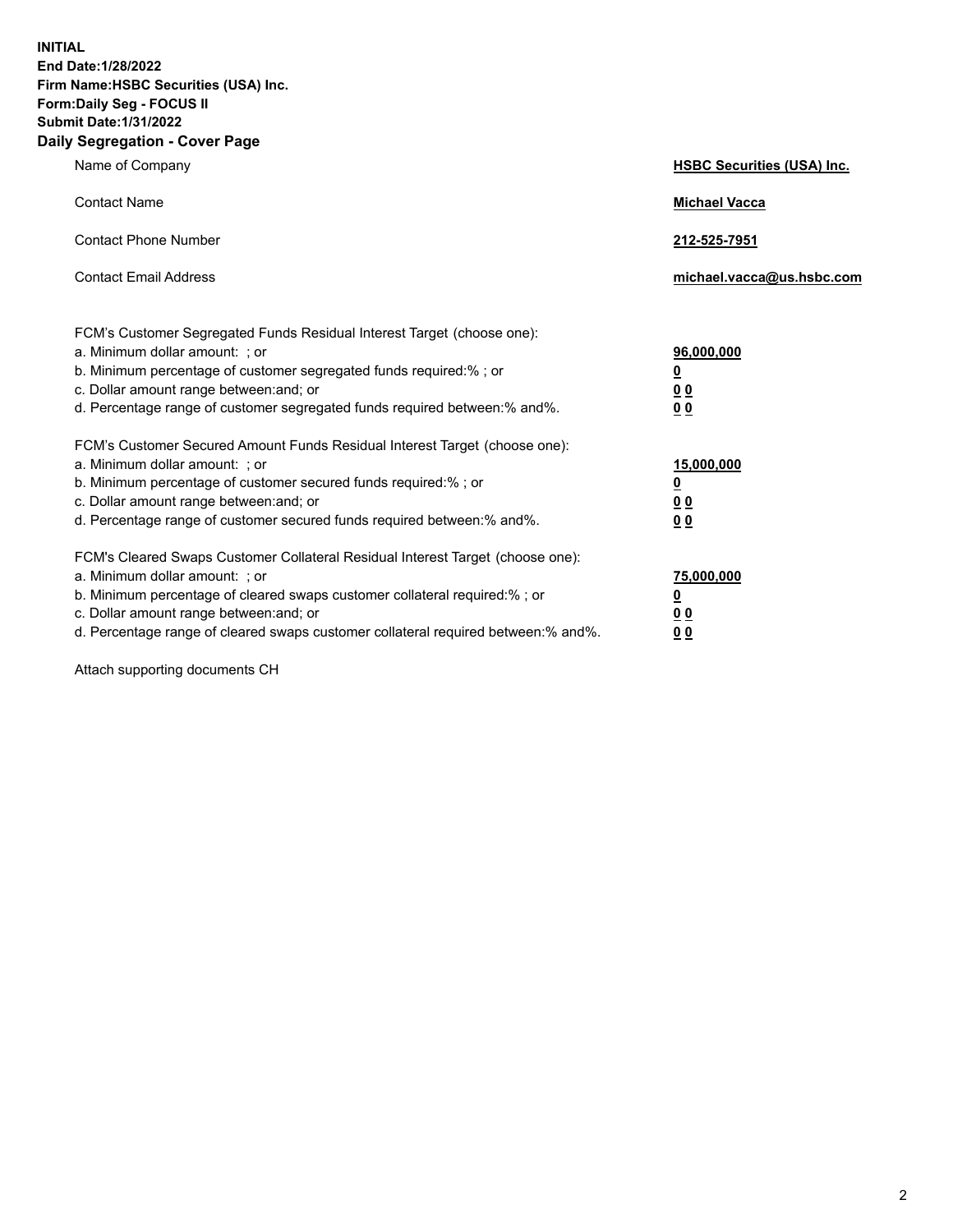**INITIAL**
**End Date:1/28/2022**
**Firm Name:HSBC Securities (USA) Inc.**
**Form:Daily Seg - FOCUS II**
**Submit Date:1/31/2022**

## Daily Segregation - Cover Page

| | |
|---|---|
| Name of Company | **HSBC Securities (USA) Inc.** |
| Contact Name | **Michael Vacca** |
| Contact Phone Number | **212-525-7951** |
| Contact Email Address | **michael.vacca@us.hsbc.com** |

| | |
|---|---|
| FCM's Customer Segregated Funds Residual Interest Target (choose one): | |
| a. Minimum dollar amount: ; or | **96,000,000** |
| b. Minimum percentage of customer segregated funds required:% ; or | **0** |
| c. Dollar amount range between:and; or | **0 0** |
| d. Percentage range of customer segregated funds required between:% and%. | **0 0** |
| FCM's Customer Secured Amount Funds Residual Interest Target (choose one): | |
| a. Minimum dollar amount: ; or | **15,000,000** |
| b. Minimum percentage of customer secured funds required:% ; or | **0** |
| c. Dollar amount range between:and; or | **0 0** |
| d. Percentage range of customer secured funds required between:% and%. | **0 0** |
| FCM's Cleared Swaps Customer Collateral Residual Interest Target (choose one): | |
| a. Minimum dollar amount: ; or | **75,000,000** |
| b. Minimum percentage of cleared swaps customer collateral required:% ; or | **0** |
| c. Dollar amount range between:and; or | **0 0** |
| d. Percentage range of cleared swaps customer collateral required between:% and%. | **0 0** |

Attach supporting documents CH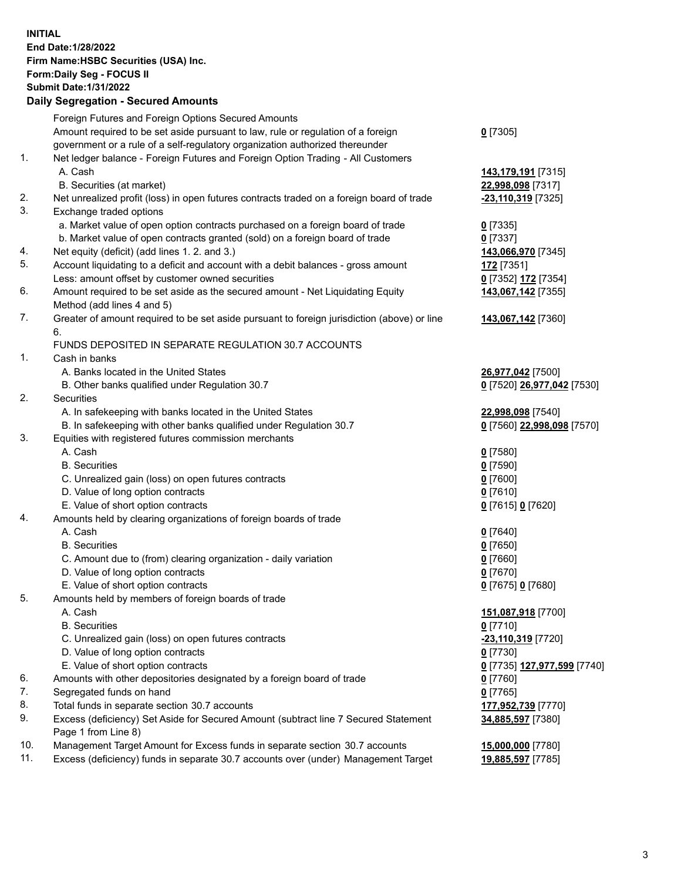**INITIAL**
**End Date:1/28/2022**
**Firm Name:HSBC Securities (USA) Inc.**
**Form:Daily Seg - FOCUS II**
**Submit Date:1/31/2022**

## Daily Segregation - Secured Amounts

| | | |
|---|---|---|
| | Foreign Futures and Foreign Options Secured Amounts | |
| | Amount required to be set aside pursuant to law, rule or regulation of a foreign government or a rule of a self-regulatory organization authorized thereunder | **0** [7305] |
| 1. | Net ledger balance - Foreign Futures and Foreign Option Trading - All Customers | |
| | A. Cash | **143,179,191** [7315] |
| | B. Securities (at market) | **22,998,098** [7317] |
| 2. | Net unrealized profit (loss) in open futures contracts traded on a foreign board of trade | **-23,110,319** [7325] |
| 3. | Exchange traded options | |
| | a. Market value of open option contracts purchased on a foreign board of trade | **0** [7335] |
| | b. Market value of open contracts granted (sold) on a foreign board of trade | **0** [7337] |
| 4. | Net equity (deficit) (add lines 1. 2. and 3.) | **143,066,970** [7345] |
| 5. | Account liquidating to a deficit and account with a debit balances - gross amount | **172** [7351] |
| | Less: amount offset by customer owned securities | **0** [7352] **172** [7354] |
| 6. | Amount required to be set aside as the secured amount - Net Liquidating Equity Method (add lines 4 and 5) | **143,067,142** [7355] |
| 7. | Greater of amount required to be set aside pursuant to foreign jurisdiction (above) or line 6. | **143,067,142** [7360] |
| | FUNDS DEPOSITED IN SEPARATE REGULATION 30.7 ACCOUNTS | |
| 1. | Cash in banks | |
| | A. Banks located in the United States | **26,977,042** [7500] |
| | B. Other banks qualified under Regulation 30.7 | **0** [7520] **26,977,042** [7530] |
| 2. | Securities | |
| | A. In safekeeping with banks located in the United States | **22,998,098** [7540] |
| | B. In safekeeping with other banks qualified under Regulation 30.7 | **0** [7560] **22,998,098** [7570] |
| 3. | Equities with registered futures commission merchants | |
| | A. Cash | **0** [7580] |
| | B. Securities | **0** [7590] |
| | C. Unrealized gain (loss) on open futures contracts | **0** [7600] |
| | D. Value of long option contracts | **0** [7610] |
| | E. Value of short option contracts | **0** [7615] **0** [7620] |
| 4. | Amounts held by clearing organizations of foreign boards of trade | |
| | A. Cash | **0** [7640] |
| | B. Securities | **0** [7650] |
| | C. Amount due to (from) clearing organization - daily variation | **0** [7660] |
| | D. Value of long option contracts | **0** [7670] |
| | E. Value of short option contracts | **0** [7675] **0** [7680] |
| 5. | Amounts held by members of foreign boards of trade | |
| | A. Cash | **151,087,918** [7700] |
| | B. Securities | **0** [7710] |
| | C. Unrealized gain (loss) on open futures contracts | **-23,110,319** [7720] |
| | D. Value of long option contracts | **0** [7730] |
| | E. Value of short option contracts | **0** [7735] **127,977,599** [7740] |
| 6. | Amounts with other depositories designated by a foreign board of trade | **0** [7760] |
| 7. | Segregated funds on hand | **0** [7765] |
| 8. | Total funds in separate section 30.7 accounts | **177,952,739** [7770] |
| 9. | Excess (deficiency) Set Aside for Secured Amount (subtract line 7 Secured Statement Page 1 from Line 8) | **34,885,597** [7380] |
| 10. | Management Target Amount for Excess funds in separate section 30.7 accounts | **15,000,000** [7780] |
| 11. | Excess (deficiency) funds in separate 30.7 accounts over (under) Management Target | **19,885,597** [7785] |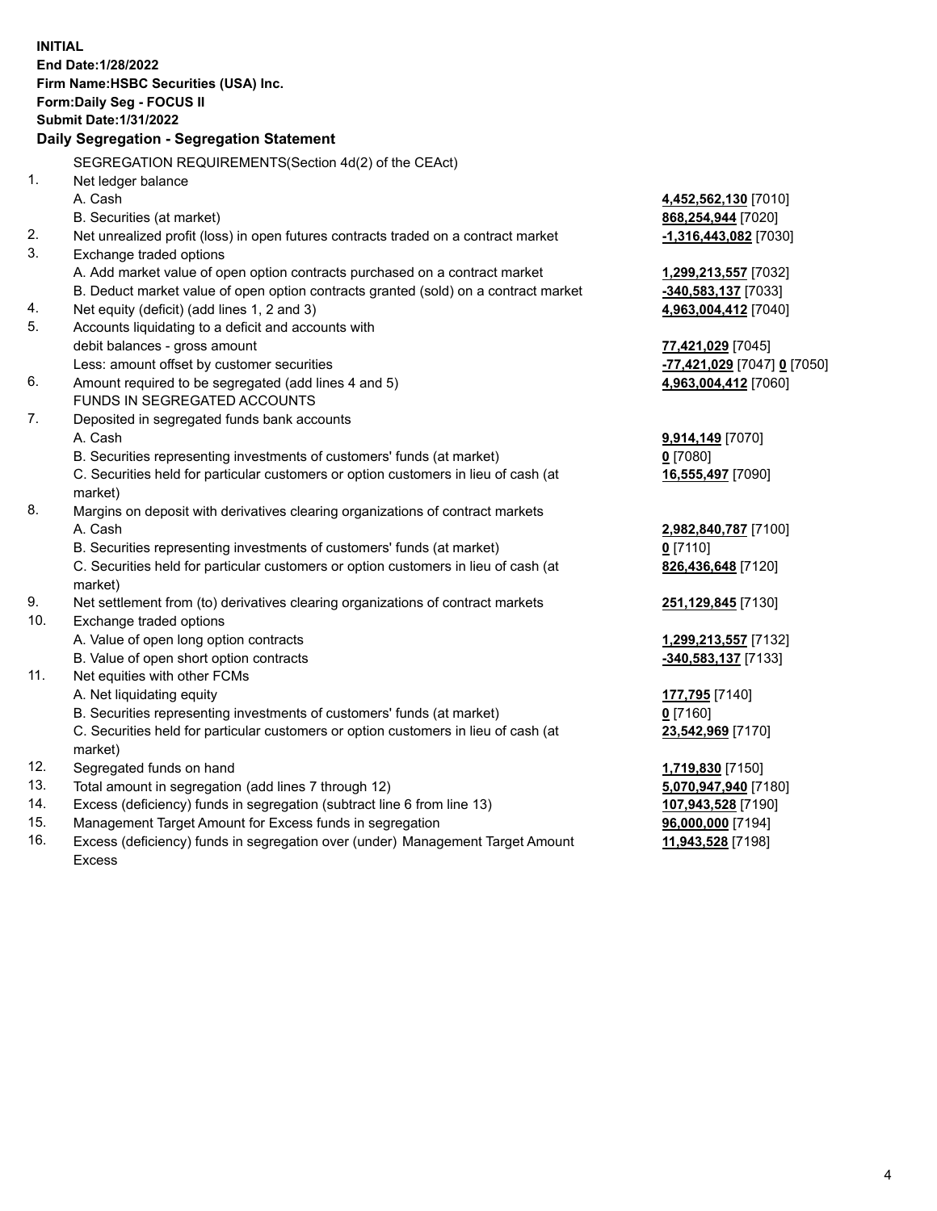**INITIAL**
**End Date:1/28/2022**
**Firm Name:HSBC Securities (USA) Inc.**
**Form:Daily Seg - FOCUS II**
**Submit Date:1/31/2022**

### Daily Segregation - Segregation Statement

| | | |
|---|---|---|
| | SEGREGATION REQUIREMENTS(Section 4d(2) of the CEAct) | |
| 1. | Net ledger balance | |
| | A. Cash | **4,452,562,130** [7010] |
| | B. Securities (at market) | **868,254,944** [7020] |
| 2. | Net unrealized profit (loss) in open futures contracts traded on a contract market | **-1,316,443,082** [7030] |
| 3. | Exchange traded options | |
| | A. Add market value of open option contracts purchased on a contract market | **1,299,213,557** [7032] |
| | B. Deduct market value of open option contracts granted (sold) on a contract market | **-340,583,137** [7033] |
| 4. | Net equity (deficit) (add lines 1, 2 and 3) | **4,963,004,412** [7040] |
| 5. | Accounts liquidating to a deficit and accounts with debit balances - gross amount | **77,421,029** [7045] |
| | Less: amount offset by customer securities | **-77,421,029** [7047] **0** [7050] |
| 6. | Amount required to be segregated (add lines 4 and 5) | **4,963,004,412** [7060] |
| | FUNDS IN SEGREGATED ACCOUNTS | |
| 7. | Deposited in segregated funds bank accounts | |
| | A. Cash | **9,914,149** [7070] |
| | B. Securities representing investments of customers' funds (at market) | **0** [7080] |
| | C. Securities held for particular customers or option customers in lieu of cash (at market) | **16,555,497** [7090] |
| 8. | Margins on deposit with derivatives clearing organizations of contract markets | |
| | A. Cash | **2,982,840,787** [7100] |
| | B. Securities representing investments of customers' funds (at market) | **0** [7110] |
| | C. Securities held for particular customers or option customers in lieu of cash (at market) | **826,436,648** [7120] |
| 9. | Net settlement from (to) derivatives clearing organizations of contract markets | **251,129,845** [7130] |
| 10. | Exchange traded options | |
| | A. Value of open long option contracts | **1,299,213,557** [7132] |
| | B. Value of open short option contracts | **-340,583,137** [7133] |
| 11. | Net equities with other FCMs | |
| | A. Net liquidating equity | **177,795** [7140] |
| | B. Securities representing investments of customers' funds (at market) | **0** [7160] |
| | C. Securities held for particular customers or option customers in lieu of cash (at market) | **23,542,969** [7170] |
| 12. | Segregated funds on hand | **1,719,830** [7150] |
| 13. | Total amount in segregation (add lines 7 through 12) | **5,070,947,940** [7180] |
| 14. | Excess (deficiency) funds in segregation (subtract line 6 from line 13) | **107,943,528** [7190] |
| 15. | Management Target Amount for Excess funds in segregation | **96,000,000** [7194] |
| 16. | Excess (deficiency) funds in segregation over (under) Management Target Amount Excess | **11,943,528** [7198] |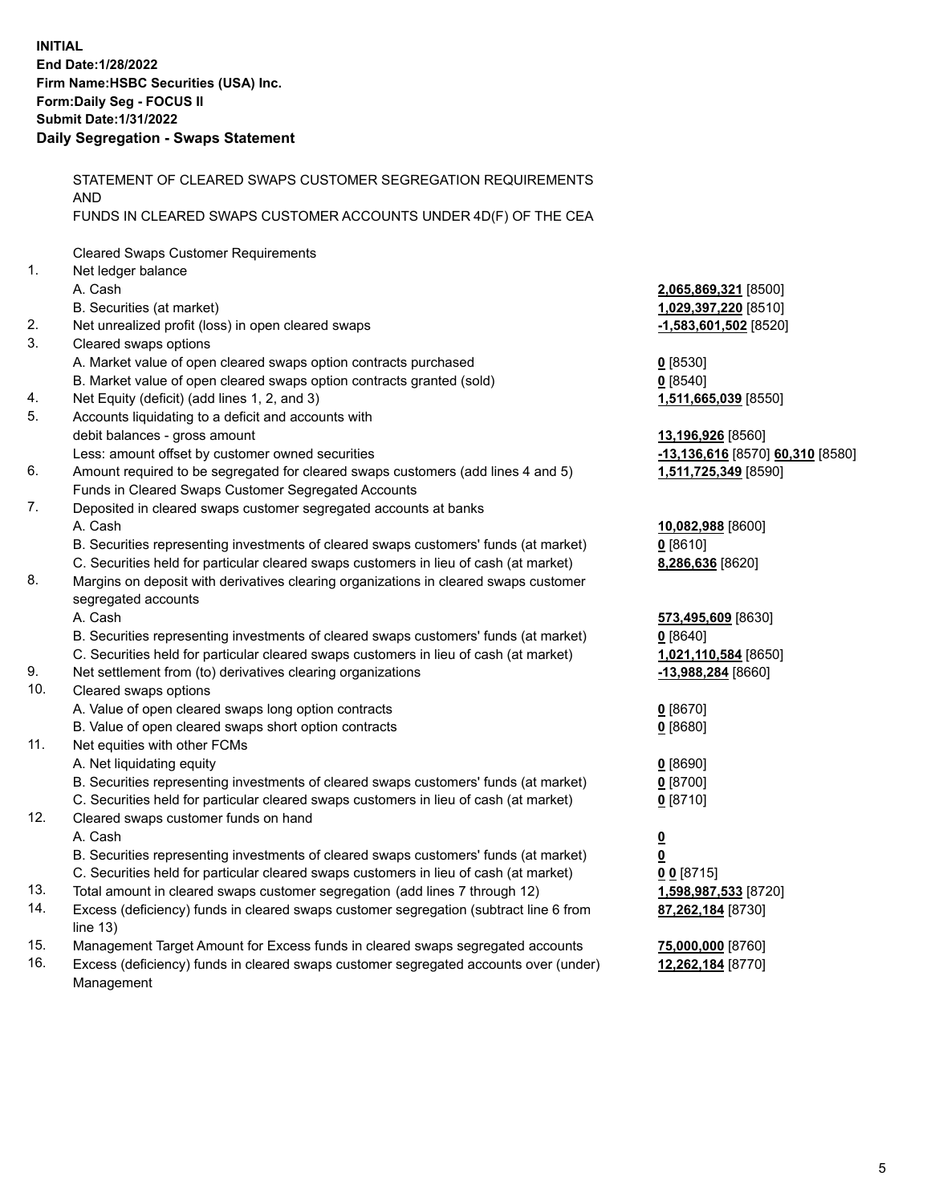**INITIAL**
**End Date:1/28/2022**
**Firm Name:HSBC Securities (USA) Inc.**
**Form:Daily Seg - FOCUS II**
**Submit Date:1/31/2022**
**Daily Segregation - Swaps Statement**

STATEMENT OF CLEARED SWAPS CUSTOMER SEGREGATION REQUIREMENTS AND
FUNDS IN CLEARED SWAPS CUSTOMER ACCOUNTS UNDER 4D(F) OF THE CEA

| | | |
|---|---|---|
| | Cleared Swaps Customer Requirements | |
| 1. | Net ledger balance | |
| | A. Cash | **2,065,869,321** [8500] |
| | B. Securities (at market) | **1,029,397,220** [8510] |
| 2. | Net unrealized profit (loss) in open cleared swaps | **-1,583,601,502** [8520] |
| 3. | Cleared swaps options | |
| | A. Market value of open cleared swaps option contracts purchased | **0** [8530] |
| | B. Market value of open cleared swaps option contracts granted (sold) | **0** [8540] |
| 4. | Net Equity (deficit) (add lines 1, 2, and 3) | **1,511,665,039** [8550] |
| 5. | Accounts liquidating to a deficit and accounts with debit balances - gross amount | **13,196,926** [8560] |
| | Less: amount offset by customer owned securities | **-13,136,616** [8570] **60,310** [8580] |
| 6. | Amount required to be segregated for cleared swaps customers (add lines 4 and 5) | **1,511,725,349** [8590] |
| | Funds in Cleared Swaps Customer Segregated Accounts | |
| 7. | Deposited in cleared swaps customer segregated accounts at banks | |
| | A. Cash | **10,082,988** [8600] |
| | B. Securities representing investments of cleared swaps customers' funds (at market) | **0** [8610] |
| | C. Securities held for particular cleared swaps customers in lieu of cash (at market) | **8,286,636** [8620] |
| 8. | Margins on deposit with derivatives clearing organizations in cleared swaps customer segregated accounts | |
| | A. Cash | **573,495,609** [8630] |
| | B. Securities representing investments of cleared swaps customers' funds (at market) | **0** [8640] |
| | C. Securities held for particular cleared swaps customers in lieu of cash (at market) | **1,021,110,584** [8650] |
| 9. | Net settlement from (to) derivatives clearing organizations | **-13,988,284** [8660] |
| 10. | Cleared swaps options | |
| | A. Value of open cleared swaps long option contracts | **0** [8670] |
| | B. Value of open cleared swaps short option contracts | **0** [8680] |
| 11. | Net equities with other FCMs | |
| | A. Net liquidating equity | **0** [8690] |
| | B. Securities representing investments of cleared swaps customers' funds (at market) | **0** [8700] |
| | C. Securities held for particular cleared swaps customers in lieu of cash (at market) | **0** [8710] |
| 12. | Cleared swaps customer funds on hand | |
| | A. Cash | **0** |
| | B. Securities representing investments of cleared swaps customers' funds (at market) | **0** |
| | C. Securities held for particular cleared swaps customers in lieu of cash (at market) | **0** **0** [8715] |
| 13. | Total amount in cleared swaps customer segregation (add lines 7 through 12) | **1,598,987,533** [8720] |
| 14. | Excess (deficiency) funds in cleared swaps customer segregation (subtract line 6 from line 13) | **87,262,184** [8730] |
| 15. | Management Target Amount for Excess funds in cleared swaps segregated accounts | **75,000,000** [8760] |
| 16. | Excess (deficiency) funds in cleared swaps customer segregated accounts over (under) Management | **12,262,184** [8770] |